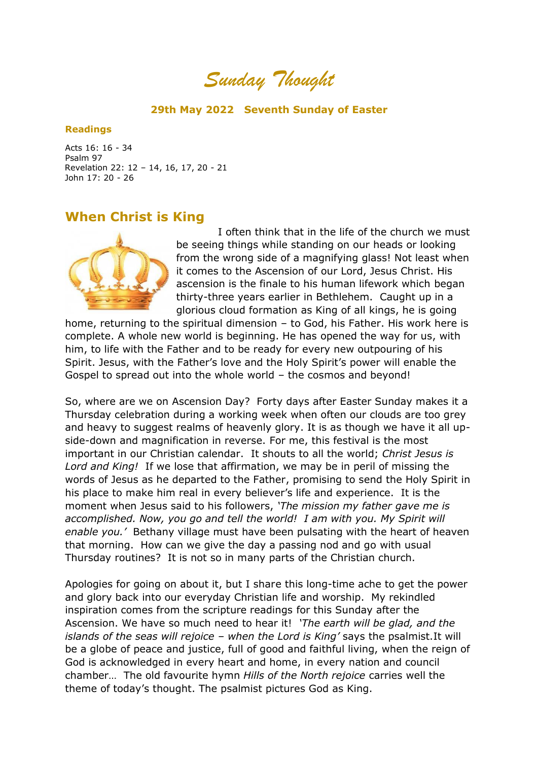# *Sunday Thought*

**29th May 2022 Seventh Sunday of Easter**

**Readings**

Acts 16: 16 - 34
Psalm 97
Revelation 22: 12 – 14, 16, 17, 20 - 21
John 17: 20 - 26

## When Christ is King

I often think that in the life of the church we must be seeing things while standing on our heads or looking from the wrong side of a magnifying glass! Not least when it comes to the Ascension of our Lord, Jesus Christ. His ascension is the finale to his human lifework which began thirty-three years earlier in Bethlehem. Caught up in a glorious cloud formation as King of all kings, he is going home, returning to the spiritual dimension – to God, his Father. His work here is complete. A whole new world is beginning. He has opened the way for us, with him, to life with the Father and to be ready for every new outpouring of his Spirit. Jesus, with the Father's love and the Holy Spirit's power will enable the Gospel to spread out into the whole world – the cosmos and beyond!

So, where are we on Ascension Day? Forty days after Easter Sunday makes it a Thursday celebration during a working week when often our clouds are too grey and heavy to suggest realms of heavenly glory. It is as though we have it all up-side-down and magnification in reverse. For me, this festival is the most important in our Christian calendar. It shouts to all the world; *Christ Jesus is Lord and King!* If we lose that affirmation, we may be in peril of missing the words of Jesus as he departed to the Father, promising to send the Holy Spirit in his place to make him real in every believer's life and experience. It is the moment when Jesus said to his followers, *'The mission my father gave me is accomplished. Now, you go and tell the world! I am with you. My Spirit will enable you.'* Bethany village must have been pulsating with the heart of heaven that morning. How can we give the day a passing nod and go with usual Thursday routines? It is not so in many parts of the Christian church.

Apologies for going on about it, but I share this long-time ache to get the power and glory back into our everyday Christian life and worship. My rekindled inspiration comes from the scripture readings for this Sunday after the Ascension. We have so much need to hear it! *'The earth will be glad, and the islands of the seas will rejoice – when the Lord is King'* says the psalmist.It will be a globe of peace and justice, full of good and faithful living, when the reign of God is acknowledged in every heart and home, in every nation and council chamber… The old favourite hymn *Hills of the North rejoice* carries well the theme of today's thought. The psalmist pictures God as King.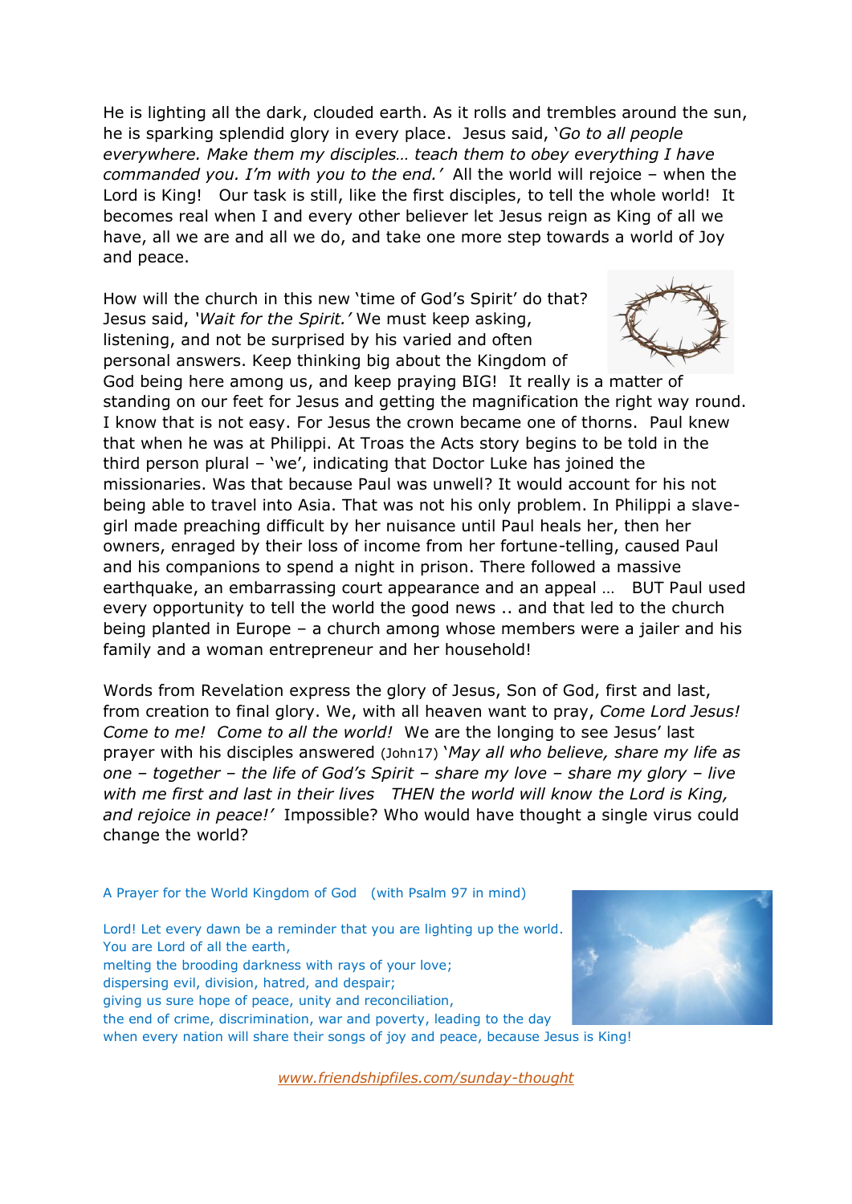He is lighting all the dark, clouded earth. As it rolls and trembles around the sun, he is sparking splendid glory in every place. Jesus said, '*Go to all people everywhere. Make them my disciples… teach them to obey everything I have commanded you. I'm with you to the end.'* All the world will rejoice – when the Lord is King! Our task is still, like the first disciples, to tell the whole world! It becomes real when I and every other believer let Jesus reign as King of all we have, all we are and all we do, and take one more step towards a world of Joy and peace.

How will the church in this new 'time of God's Spirit' do that? Jesus said, *'Wait for the Spirit.'* We must keep asking, listening, and not be surprised by his varied and often personal answers. Keep thinking big about the Kingdom of God being here among us, and keep praying BIG! It really is a matter of standing on our feet for Jesus and getting the magnification the right way round. I know that is not easy. For Jesus the crown became one of thorns. Paul knew that when he was at Philippi. At Troas the Acts story begins to be told in the third person plural – 'we', indicating that Doctor Luke has joined the missionaries. Was that because Paul was unwell? It would account for his not being able to travel into Asia. That was not his only problem. In Philippi a slave-girl made preaching difficult by her nuisance until Paul heals her, then her owners, enraged by their loss of income from her fortune-telling, caused Paul and his companions to spend a night in prison. There followed a massive earthquake, an embarrassing court appearance and an appeal … BUT Paul used every opportunity to tell the world the good news .. and that led to the church being planted in Europe – a church among whose members were a jailer and his family and a woman entrepreneur and her household!

Words from Revelation express the glory of Jesus, Son of God, first and last, from creation to final glory. We, with all heaven want to pray, *Come Lord Jesus! Come to me! Come to all the world!* We are the longing to see Jesus' last prayer with his disciples answered (John17) '*May all who believe, share my life as one – together – the life of God's Spirit – share my love – share my glory – live with me first and last in their lives THEN the world will know the Lord is King, and rejoice in peace!'* Impossible? Who would have thought a single virus could change the world?

A Prayer for the World Kingdom of God (with Psalm 97 in mind)

Lord! Let every dawn be a reminder that you are lighting up the world.
You are Lord of all the earth,
melting the brooding darkness with rays of your love;
dispersing evil, division, hatred, and despair;
giving us sure hope of peace, unity and reconciliation,
the end of crime, discrimination, war and poverty, leading to the day
when every nation will share their songs of joy and peace, because Jesus is King!

*www.friendshipfiles.com/sunday-thought*